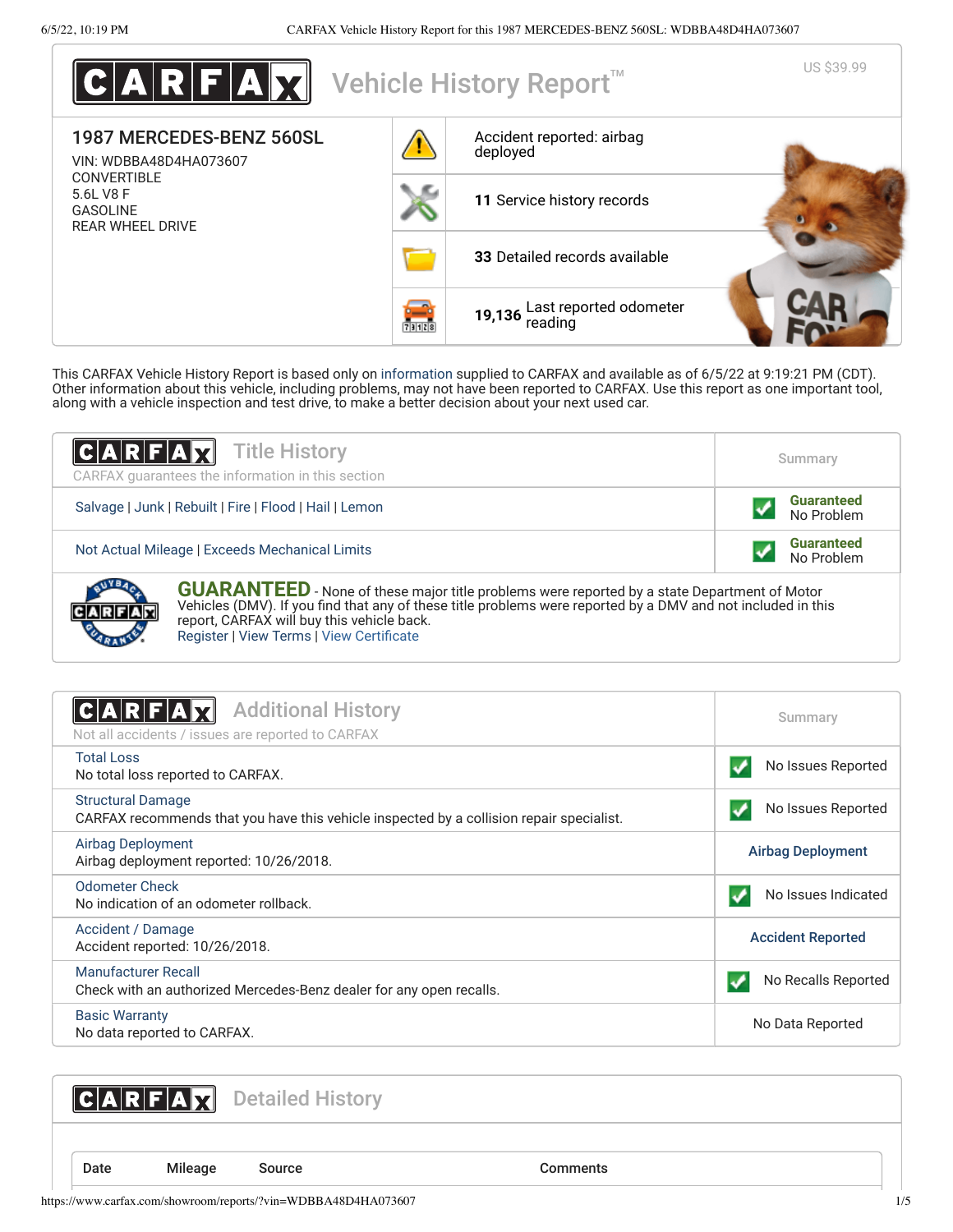# CARFAX Vehicle History Report™

US $39.99

## 1987 MERCEDES-BENZ 560SL

VIN: WDBBA48D4HA073607
CONVERTIBLE
5.6L V8 F
GASOLINE
REAR WHEEL DRIVE

- Accident reported: airbag deployed
- **11** Service history records
- **33** Detailed records available
- **19,136** Last reported odometer reading

This CARFAX Vehicle History Report is based only on information supplied to CARFAX and available as of 6/5/22 at 9:19:21 PM (CDT). Other information about this vehicle, including problems, may not have been reported to CARFAX. Use this report as one important tool, along with a vehicle inspection and test drive, to make a better decision about your next used car.

## CARFAX Title History

CARFAX guarantees the information in this section

| | Summary |
|---|---|
| Salvage \| Junk \| Rebuilt \| Fire \| Flood \| Hail \| Lemon | **Guaranteed** No Problem |
| Not Actual Mileage \| Exceeds Mechanical Limits | **Guaranteed** No Problem |

**GUARANTEED** - None of these major title problems were reported by a state Department of Motor Vehicles (DMV). If you find that any of these title problems were reported by a DMV and not included in this report, CARFAX will buy this vehicle back.
Register | View Terms | View Certificate

## CARFAX Additional History

Not all accidents / issues are reported to CARFAX

| | Summary |
|---|---|
| Total Loss<br>No total loss reported to CARFAX. | No Issues Reported |
| Structural Damage<br>CARFAX recommends that you have this vehicle inspected by a collision repair specialist. | No Issues Reported |
| Airbag Deployment<br>Airbag deployment reported: 10/26/2018. | Airbag Deployment |
| Odometer Check<br>No indication of an odometer rollback. | No Issues Indicated |
| Accident / Damage<br>Accident reported: 10/26/2018. | Accident Reported |
| Manufacturer Recall<br>Check with an authorized Mercedes-Benz dealer for any open recalls. | No Recalls Reported |
| Basic Warranty<br>No data reported to CARFAX. | No Data Reported |

## CARFAX Detailed History

| Date | Mileage | Source | Comments |
|---|---|---|---|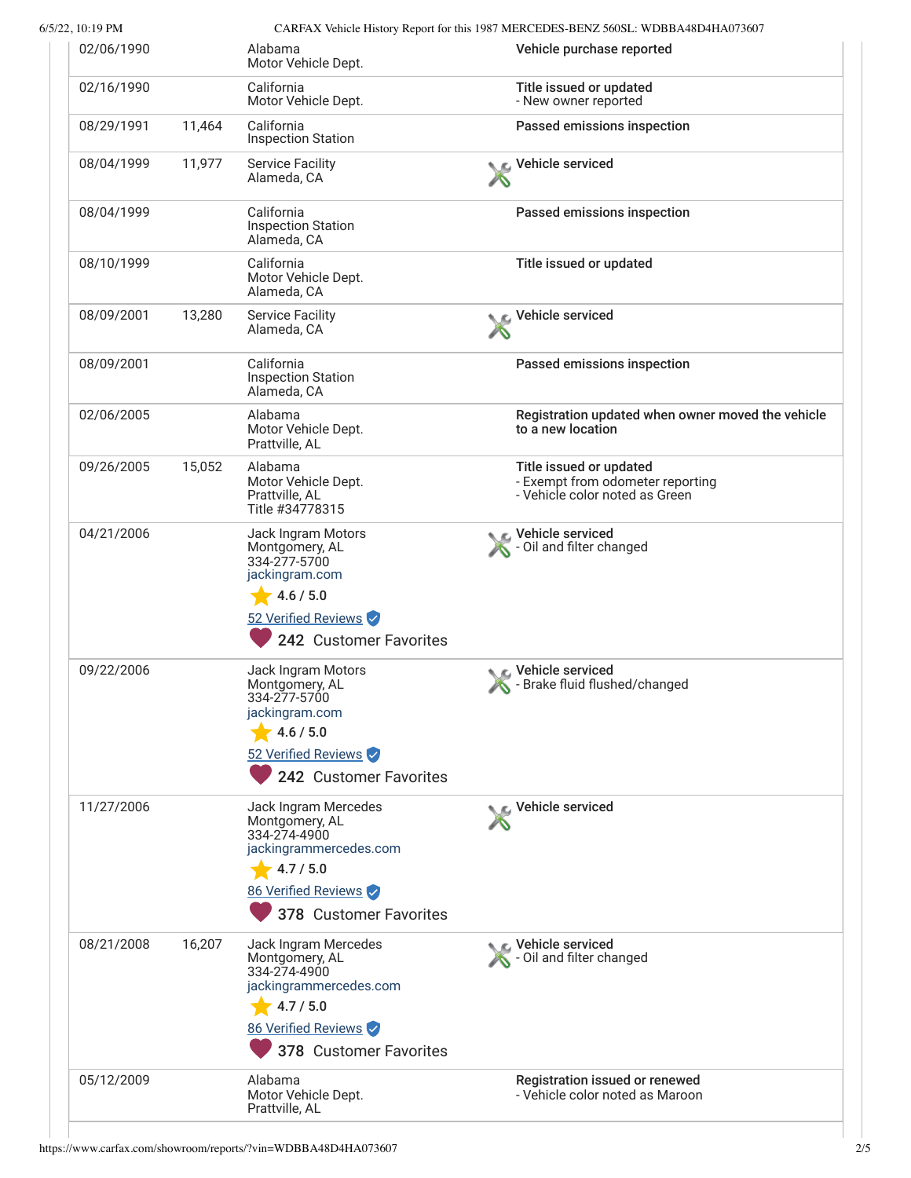| Date | Mileage | Source | Comments |
| --- | --- | --- | --- |
| 02/06/1990 | | Alabama Motor Vehicle Dept. | **Vehicle purchase reported** |
| 02/16/1990 | | California Motor Vehicle Dept. | **Title issued or updated** - New owner reported |
| 08/29/1991 | 11,464 | California Inspection Station | **Passed emissions inspection** |
| 08/04/1999 | 11,977 | Service Facility Alameda, CA | **Vehicle serviced** |
| 08/04/1999 | | California Inspection Station Alameda, CA | **Passed emissions inspection** |
| 08/10/1999 | | California Motor Vehicle Dept. Alameda, CA | **Title issued or updated** |
| 08/09/2001 | 13,280 | Service Facility Alameda, CA | **Vehicle serviced** |
| 08/09/2001 | | California Inspection Station Alameda, CA | **Passed emissions inspection** |
| 02/06/2005 | | Alabama Motor Vehicle Dept. Prattville, AL | **Registration updated when owner moved the vehicle to a new location** |
| 09/26/2005 | 15,052 | Alabama Motor Vehicle Dept. Prattville, AL Title #34778315 | **Title issued or updated** - Exempt from odometer reporting - Vehicle color noted as Green |
| 04/21/2006 | | Jack Ingram Motors Montgomery, AL 334-277-5700 jackingram.com 4.6 / 5.0 52 Verified Reviews 242 Customer Favorites | **Vehicle serviced** - Oil and filter changed |
| 09/22/2006 | | Jack Ingram Motors Montgomery, AL 334-277-5700 jackingram.com 4.6 / 5.0 52 Verified Reviews 242 Customer Favorites | **Vehicle serviced** - Brake fluid flushed/changed |
| 11/27/2006 | | Jack Ingram Mercedes Montgomery, AL 334-274-4900 jackingrammercedes.com 4.7 / 5.0 86 Verified Reviews 378 Customer Favorites | **Vehicle serviced** |
| 08/21/2008 | 16,207 | Jack Ingram Mercedes Montgomery, AL 334-274-4900 jackingrammercedes.com 4.7 / 5.0 86 Verified Reviews 378 Customer Favorites | **Vehicle serviced** - Oil and filter changed |
| 05/12/2009 | | Alabama Motor Vehicle Dept. Prattville, AL | **Registration issued or renewed** - Vehicle color noted as Maroon |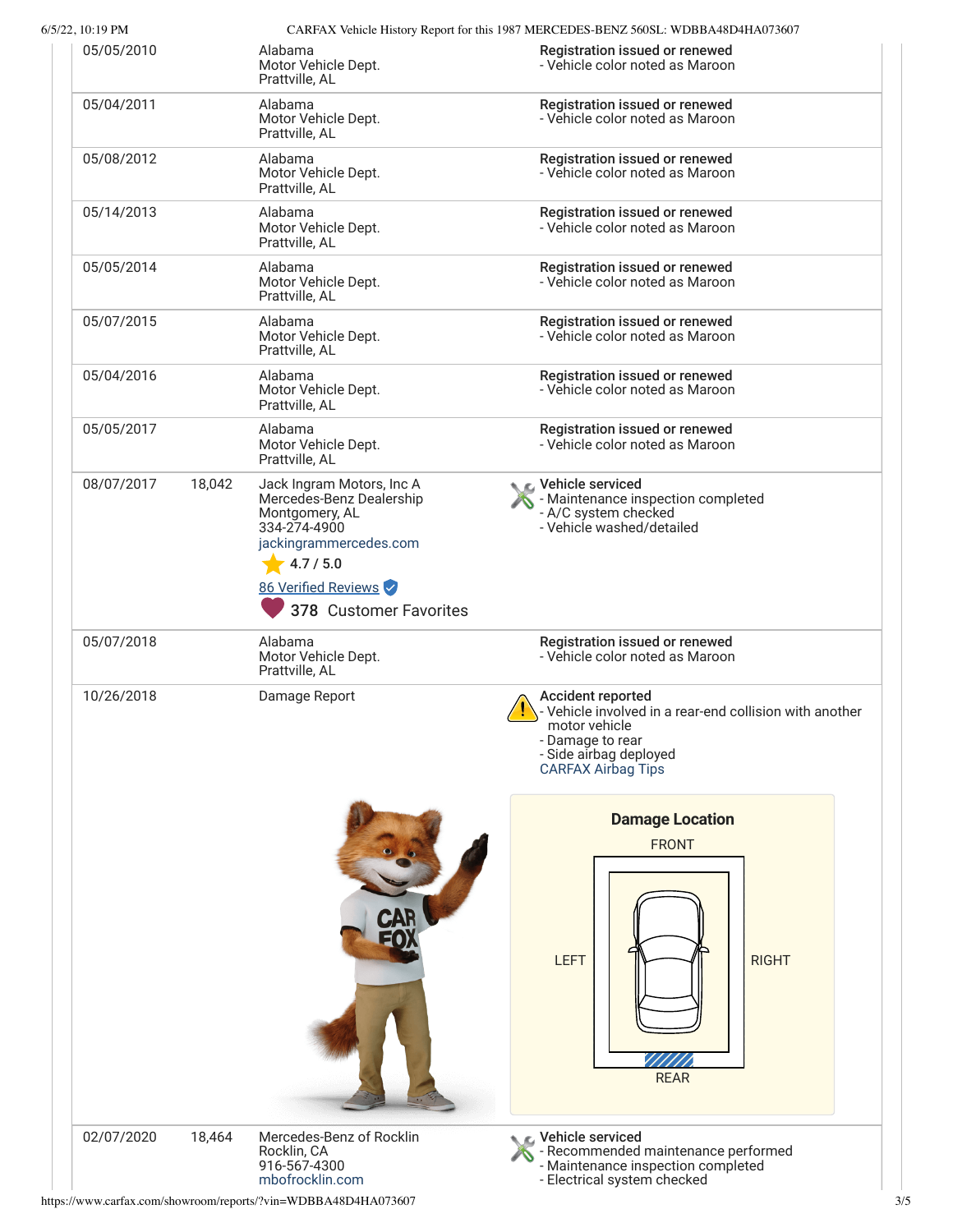| Date | Mileage | Source | Comments |
|---|---|---|---|
| 05/05/2010 | | Alabama<br>Motor Vehicle Dept.<br>Prattville, AL | **Registration issued or renewed**<br>- Vehicle color noted as Maroon |
| 05/04/2011 | | Alabama<br>Motor Vehicle Dept.<br>Prattville, AL | **Registration issued or renewed**<br>- Vehicle color noted as Maroon |
| 05/08/2012 | | Alabama<br>Motor Vehicle Dept.<br>Prattville, AL | **Registration issued or renewed**<br>- Vehicle color noted as Maroon |
| 05/14/2013 | | Alabama<br>Motor Vehicle Dept.<br>Prattville, AL | **Registration issued or renewed**<br>- Vehicle color noted as Maroon |
| 05/05/2014 | | Alabama<br>Motor Vehicle Dept.<br>Prattville, AL | **Registration issued or renewed**<br>- Vehicle color noted as Maroon |
| 05/07/2015 | | Alabama<br>Motor Vehicle Dept.<br>Prattville, AL | **Registration issued or renewed**<br>- Vehicle color noted as Maroon |
| 05/04/2016 | | Alabama<br>Motor Vehicle Dept.<br>Prattville, AL | **Registration issued or renewed**<br>- Vehicle color noted as Maroon |
| 05/05/2017 | | Alabama<br>Motor Vehicle Dept.<br>Prattville, AL | **Registration issued or renewed**<br>- Vehicle color noted as Maroon |
| 08/07/2017 | 18,042 | Jack Ingram Motors, Inc A<br>Mercedes-Benz Dealership<br>Montgomery, AL<br>334-274-4900<br>jackingrammercedes.com<br>4.7 / 5.0<br>86 Verified Reviews<br>378 Customer Favorites | **Vehicle serviced**<br>- Maintenance inspection completed<br>- A/C system checked<br>- Vehicle washed/detailed |
| 05/07/2018 | | Alabama<br>Motor Vehicle Dept.<br>Prattville, AL | **Registration issued or renewed**<br>- Vehicle color noted as Maroon |
| 10/26/2018 | | Damage Report | **Accident reported**<br>- Vehicle involved in a rear-end collision with another motor vehicle<br>- Damage to rear<br>- Side airbag deployed<br>CARFAX Airbag Tips<br><br>**Damage Location**<br>FRONT / LEFT / RIGHT / REAR |
| 02/07/2020 | 18,464 | Mercedes-Benz of Rocklin<br>Rocklin, CA<br>916-567-4300<br>mbofrocklin.com | **Vehicle serviced**<br>- Recommended maintenance performed<br>- Maintenance inspection completed<br>- Electrical system checked |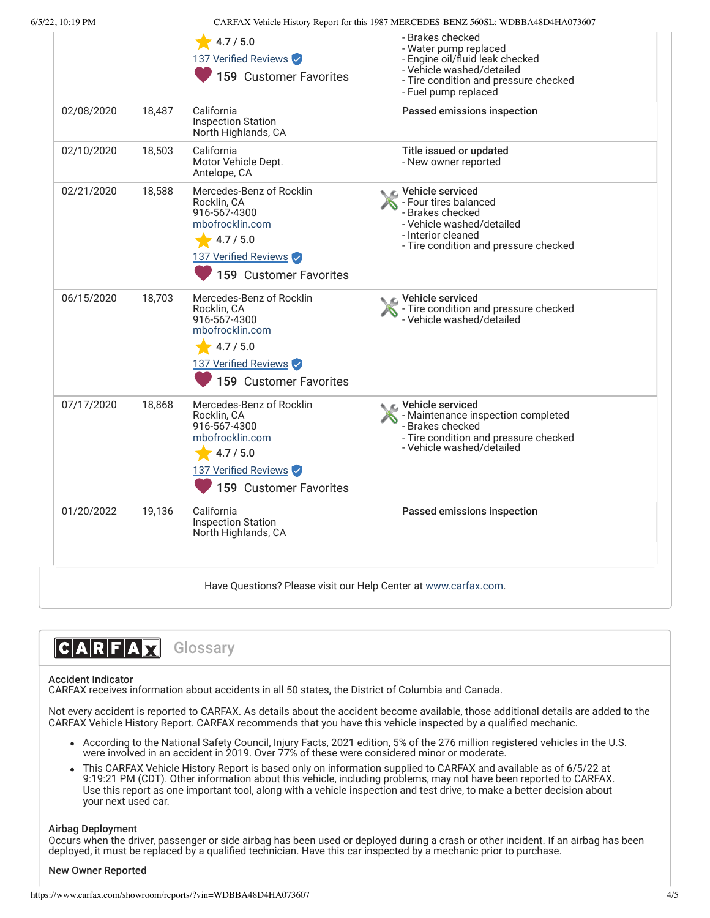| | | | |
|---|---|---|---|
| | | 4.7 / 5.0<br>137 Verified Reviews<br>159 Customer Favorites | - Brakes checked<br>- Water pump replaced<br>- Engine oil/fluid leak checked<br>- Vehicle washed/detailed<br>- Tire condition and pressure checked<br>- Fuel pump replaced |
| 02/08/2020 | 18,487 | California<br>Inspection Station<br>North Highlands, CA | **Passed emissions inspection** |
| 02/10/2020 | 18,503 | California<br>Motor Vehicle Dept.<br>Antelope, CA | **Title issued or updated**<br>- New owner reported |
| 02/21/2020 | 18,588 | Mercedes-Benz of Rocklin<br>Rocklin, CA<br>916-567-4300<br>mbofrocklin.com<br>4.7 / 5.0<br>137 Verified Reviews<br>159 Customer Favorites | **Vehicle serviced**<br>- Four tires balanced<br>- Brakes checked<br>- Vehicle washed/detailed<br>- Interior cleaned<br>- Tire condition and pressure checked |
| 06/15/2020 | 18,703 | Mercedes-Benz of Rocklin<br>Rocklin, CA<br>916-567-4300<br>mbofrocklin.com<br>4.7 / 5.0<br>137 Verified Reviews<br>159 Customer Favorites | **Vehicle serviced**<br>- Tire condition and pressure checked<br>- Vehicle washed/detailed |
| 07/17/2020 | 18,868 | Mercedes-Benz of Rocklin<br>Rocklin, CA<br>916-567-4300<br>mbofrocklin.com<br>4.7 / 5.0<br>137 Verified Reviews<br>159 Customer Favorites | **Vehicle serviced**<br>- Maintenance inspection completed<br>- Brakes checked<br>- Tire condition and pressure checked<br>- Vehicle washed/detailed |
| 01/20/2022 | 19,136 | California<br>Inspection Station<br>North Highlands, CA | **Passed emissions inspection** |

Have Questions? Please visit our Help Center at www.carfax.com.

## CARFAX Glossary

**Accident Indicator**
CARFAX receives information about accidents in all 50 states, the District of Columbia and Canada.

Not every accident is reported to CARFAX. As details about the accident become available, those additional details are added to the CARFAX Vehicle History Report. CARFAX recommends that you have this vehicle inspected by a qualified mechanic.

- According to the National Safety Council, Injury Facts, 2021 edition, 5% of the 276 million registered vehicles in the U.S. were involved in an accident in 2019. Over 77% of these were considered minor or moderate.
- This CARFAX Vehicle History Report is based only on information supplied to CARFAX and available as of 6/5/22 at 9:19:21 PM (CDT). Other information about this vehicle, including problems, may not have been reported to CARFAX. Use this report as one important tool, along with a vehicle inspection and test drive, to make a better decision about your next used car.

**Airbag Deployment**
Occurs when the driver, passenger or side airbag has been used or deployed during a crash or other incident. If an airbag has been deployed, it must be replaced by a qualified technician. Have this car inspected by a mechanic prior to purchase.

**New Owner Reported**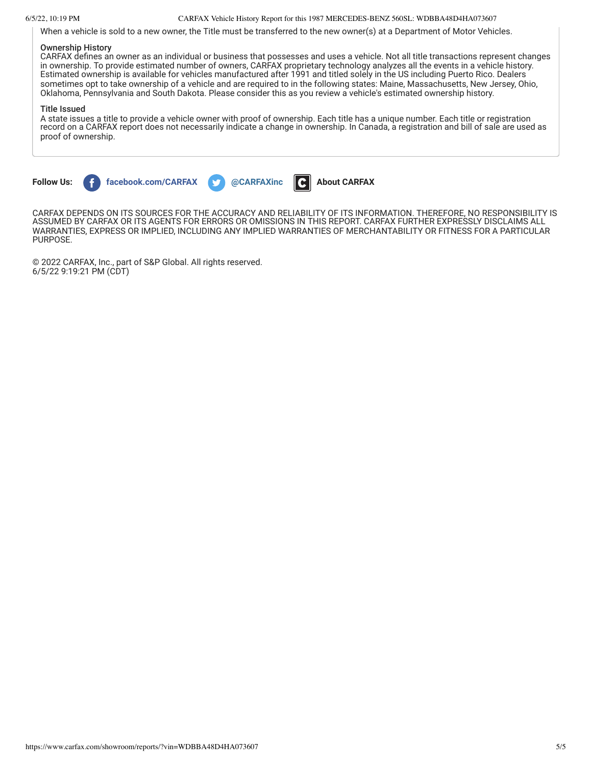When a vehicle is sold to a new owner, the Title must be transferred to the new owner(s) at a Department of Motor Vehicles.

**Ownership History**
CARFAX defines an owner as an individual or business that possesses and uses a vehicle. Not all title transactions represent changes in ownership. To provide estimated number of owners, CARFAX proprietary technology analyzes all the events in a vehicle history. Estimated ownership is available for vehicles manufactured after 1991 and titled solely in the US including Puerto Rico. Dealers sometimes opt to take ownership of a vehicle and are required to in the following states: Maine, Massachusetts, New Jersey, Ohio, Oklahoma, Pennsylvania and South Dakota. Please consider this as you review a vehicle's estimated ownership history.

**Title Issued**
A state issues a title to provide a vehicle owner with proof of ownership. Each title has a unique number. Each title or registration record on a CARFAX report does not necessarily indicate a change in ownership. In Canada, a registration and bill of sale are used as proof of ownership.

**Follow Us:** facebook.com/CARFAX @CARFAXinc **About CARFAX**

CARFAX DEPENDS ON ITS SOURCES FOR THE ACCURACY AND RELIABILITY OF ITS INFORMATION. THEREFORE, NO RESPONSIBILITY IS ASSUMED BY CARFAX OR ITS AGENTS FOR ERRORS OR OMISSIONS IN THIS REPORT. CARFAX FURTHER EXPRESSLY DISCLAIMS ALL WARRANTIES, EXPRESS OR IMPLIED, INCLUDING ANY IMPLIED WARRANTIES OF MERCHANTABILITY OR FITNESS FOR A PARTICULAR PURPOSE.

© 2022 CARFAX, Inc., part of S&P Global. All rights reserved.
6/5/22 9:19:21 PM (CDT)